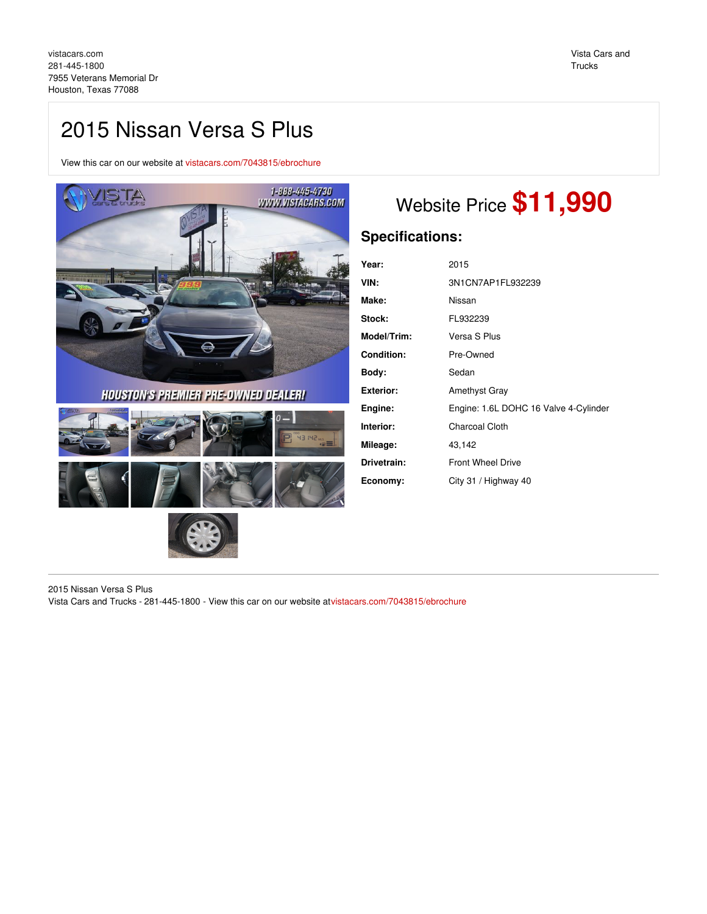vistacars.com
281-445-1800
7955 Veterans Memorial Dr
Houston, Texas 77088

Vista Cars and Trucks

# 2015 Nissan Versa S Plus

View this car on our website at vistacars.com/7043815/ebrochure

## Website Price $11,990

### Specifications:

| | |
|---|---|
| **Year:** | 2015 |
| **VIN:** | 3N1CN7AP1FL932239 |
| **Make:** | Nissan |
| **Stock:** | FL932239 |
| **Model/Trim:** | Versa S Plus |
| **Condition:** | Pre-Owned |
| **Body:** | Sedan |
| **Exterior:** | Amethyst Gray |
| **Engine:** | Engine: 1.6L DOHC 16 Valve 4-Cylinder |
| **Interior:** | Charcoal Cloth |
| **Mileage:** | 43,142 |
| **Drivetrain:** | Front Wheel Drive |
| **Economy:** | City 31 / Highway 40 |

2015 Nissan Versa S Plus
Vista Cars and Trucks - 281-445-1800 - View this car on our website atvistacars.com/7043815/ebrochure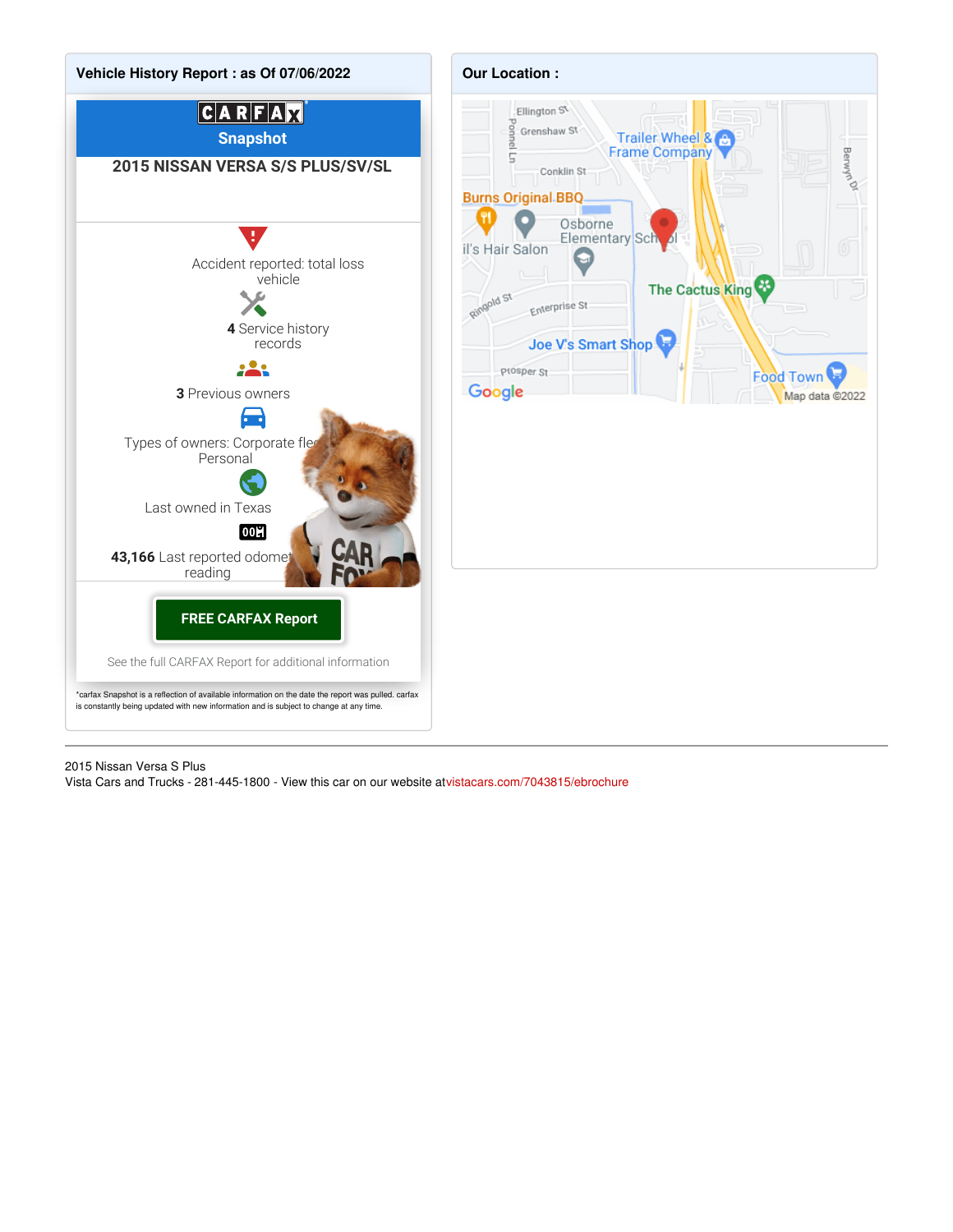## Vehicle History Report : as Of 07/06/2022

CARFAX Snapshot

**2015 NISSAN VERSA S/S PLUS/SV/SL**

Accident reported: total loss vehicle

**4** Service history records

**3** Previous owners

Types of owners: Corporate fleet, Personal

Last owned in Texas

**43,166** Last reported odometer reading

**FREE CARFAX Report**

See the full CARFAX Report for additional information

*carfax Snapshot is a reflection of available information on the date the report was pulled. carfax is constantly being updated with new information and is subject to change at any time.

## Our Location :

---

2015 Nissan Versa S Plus
Vista Cars and Trucks - 281-445-1800 - View this car on our website atvistacars.com/7043815/ebrochure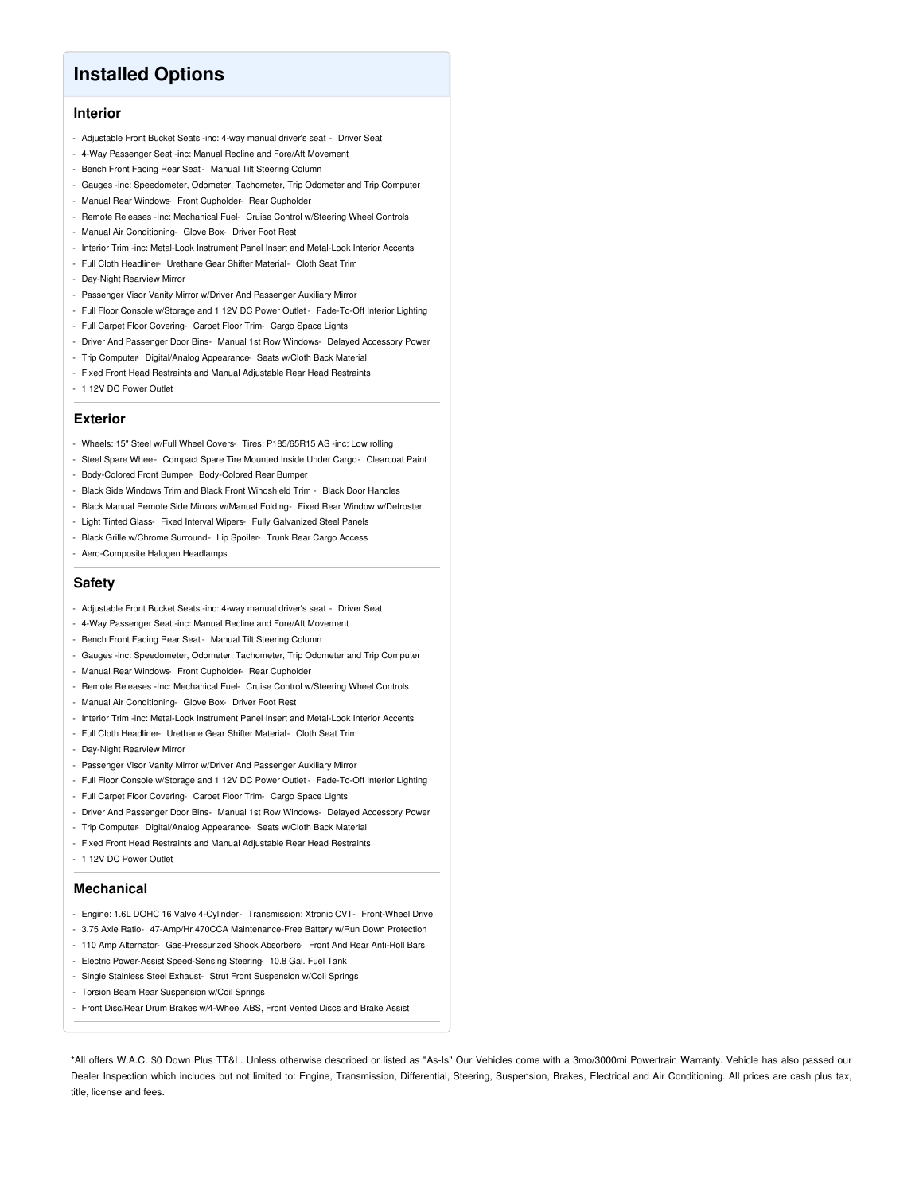## Installed Options

### Interior

- Adjustable Front Bucket Seats -inc: 4-way manual driver's seat - Driver Seat
- 4-Way Passenger Seat -inc: Manual Recline and Fore/Aft Movement
- Bench Front Facing Rear Seat - Manual Tilt Steering Column
- Gauges -inc: Speedometer, Odometer, Tachometer, Trip Odometer and Trip Computer
- Manual Rear Windows- Front Cupholder- Rear Cupholder
- Remote Releases -Inc: Mechanical Fuel- Cruise Control w/Steering Wheel Controls
- Manual Air Conditioning- Glove Box- Driver Foot Rest
- Interior Trim -inc: Metal-Look Instrument Panel Insert and Metal-Look Interior Accents
- Full Cloth Headliner- Urethane Gear Shifter Material- Cloth Seat Trim
- Day-Night Rearview Mirror
- Passenger Visor Vanity Mirror w/Driver And Passenger Auxiliary Mirror
- Full Floor Console w/Storage and 1 12V DC Power Outlet - Fade-To-Off Interior Lighting
- Full Carpet Floor Covering- Carpet Floor Trim- Cargo Space Lights
- Driver And Passenger Door Bins- Manual 1st Row Windows- Delayed Accessory Power
- Trip Computer- Digital/Analog Appearance- Seats w/Cloth Back Material
- Fixed Front Head Restraints and Manual Adjustable Rear Head Restraints
- 1 12V DC Power Outlet

### Exterior

- Wheels: 15" Steel w/Full Wheel Covers- Tires: P185/65R15 AS -inc: Low rolling
- Steel Spare Wheel- Compact Spare Tire Mounted Inside Under Cargo- Clearcoat Paint
- Body-Colored Front Bumper- Body-Colored Rear Bumper
- Black Side Windows Trim and Black Front Windshield Trim - Black Door Handles
- Black Manual Remote Side Mirrors w/Manual Folding- Fixed Rear Window w/Defroster
- Light Tinted Glass- Fixed Interval Wipers- Fully Galvanized Steel Panels
- Black Grille w/Chrome Surround- Lip Spoiler- Trunk Rear Cargo Access
- Aero-Composite Halogen Headlamps

### Safety

- Adjustable Front Bucket Seats -inc: 4-way manual driver's seat - Driver Seat
- 4-Way Passenger Seat -inc: Manual Recline and Fore/Aft Movement
- Bench Front Facing Rear Seat - Manual Tilt Steering Column
- Gauges -inc: Speedometer, Odometer, Tachometer, Trip Odometer and Trip Computer
- Manual Rear Windows- Front Cupholder- Rear Cupholder
- Remote Releases -Inc: Mechanical Fuel- Cruise Control w/Steering Wheel Controls
- Manual Air Conditioning- Glove Box- Driver Foot Rest
- Interior Trim -inc: Metal-Look Instrument Panel Insert and Metal-Look Interior Accents
- Full Cloth Headliner- Urethane Gear Shifter Material- Cloth Seat Trim
- Day-Night Rearview Mirror
- Passenger Visor Vanity Mirror w/Driver And Passenger Auxiliary Mirror
- Full Floor Console w/Storage and 1 12V DC Power Outlet - Fade-To-Off Interior Lighting
- Full Carpet Floor Covering- Carpet Floor Trim- Cargo Space Lights
- Driver And Passenger Door Bins- Manual 1st Row Windows- Delayed Accessory Power
- Trip Computer- Digital/Analog Appearance- Seats w/Cloth Back Material
- Fixed Front Head Restraints and Manual Adjustable Rear Head Restraints
- 1 12V DC Power Outlet

### Mechanical

- Engine: 1.6L DOHC 16 Valve 4-Cylinder- Transmission: Xtronic CVT- Front-Wheel Drive
- 3.75 Axle Ratio- 47-Amp/Hr 470CCA Maintenance-Free Battery w/Run Down Protection
- 110 Amp Alternator- Gas-Pressurized Shock Absorbers- Front And Rear Anti-Roll Bars
- Electric Power-Assist Speed-Sensing Steering- 10.8 Gal. Fuel Tank
- Single Stainless Steel Exhaust- Strut Front Suspension w/Coil Springs
- Torsion Beam Rear Suspension w/Coil Springs
- Front Disc/Rear Drum Brakes w/4-Wheel ABS, Front Vented Discs and Brake Assist

*All offers W.A.C. $0 Down Plus TT&L. Unless otherwise described or listed as "As-Is" Our Vehicles come with a 3mo/3000mi Powertrain Warranty. Vehicle has also passed our Dealer Inspection which includes but not limited to: Engine, Transmission, Differential, Steering, Suspension, Brakes, Electrical and Air Conditioning. All prices are cash plus tax, title, license and fees.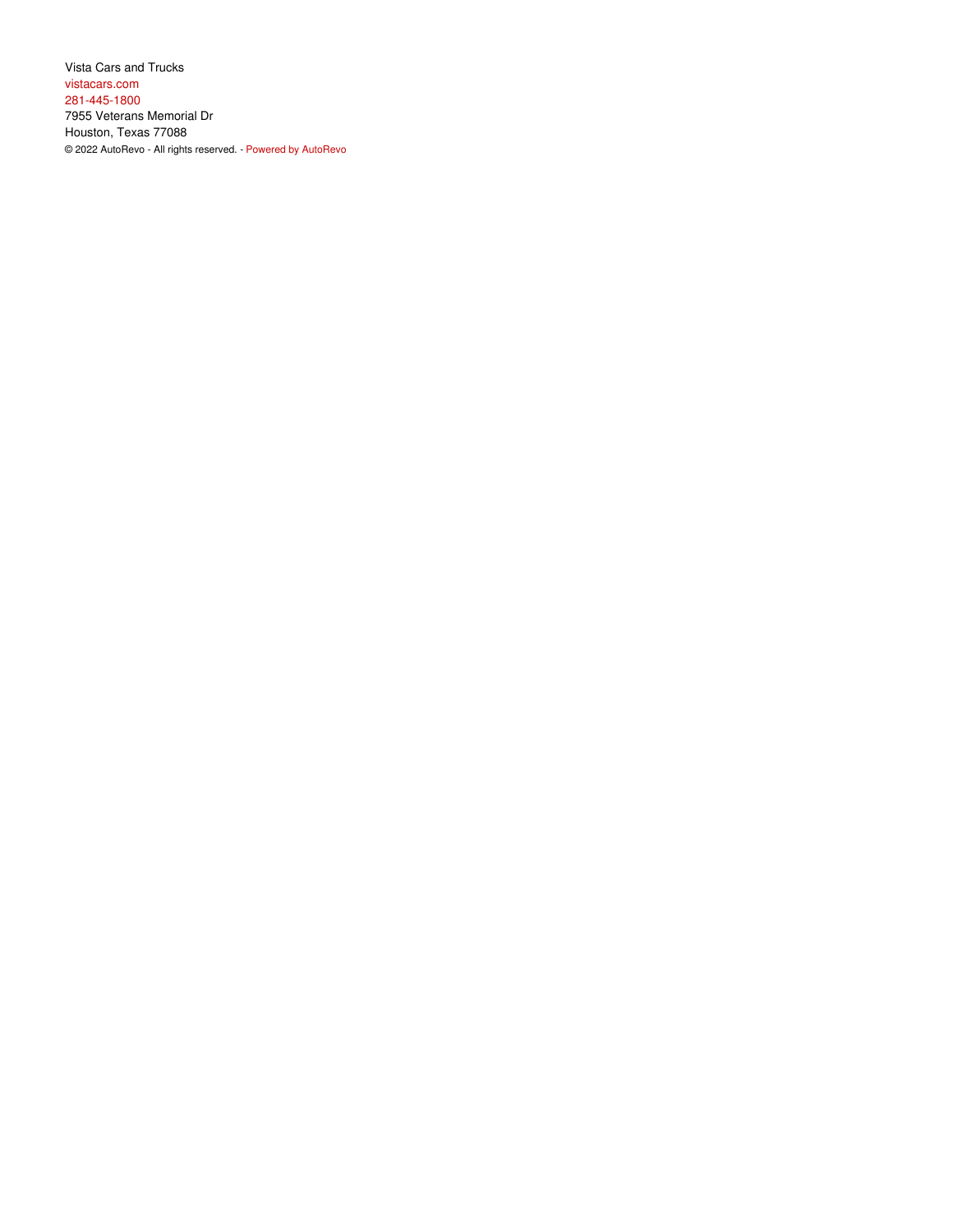Vista Cars and Trucks
vistacars.com
281-445-1800
7955 Veterans Memorial Dr
Houston, Texas 77088
© 2022 AutoRevo - All rights reserved. - Powered by AutoRevo